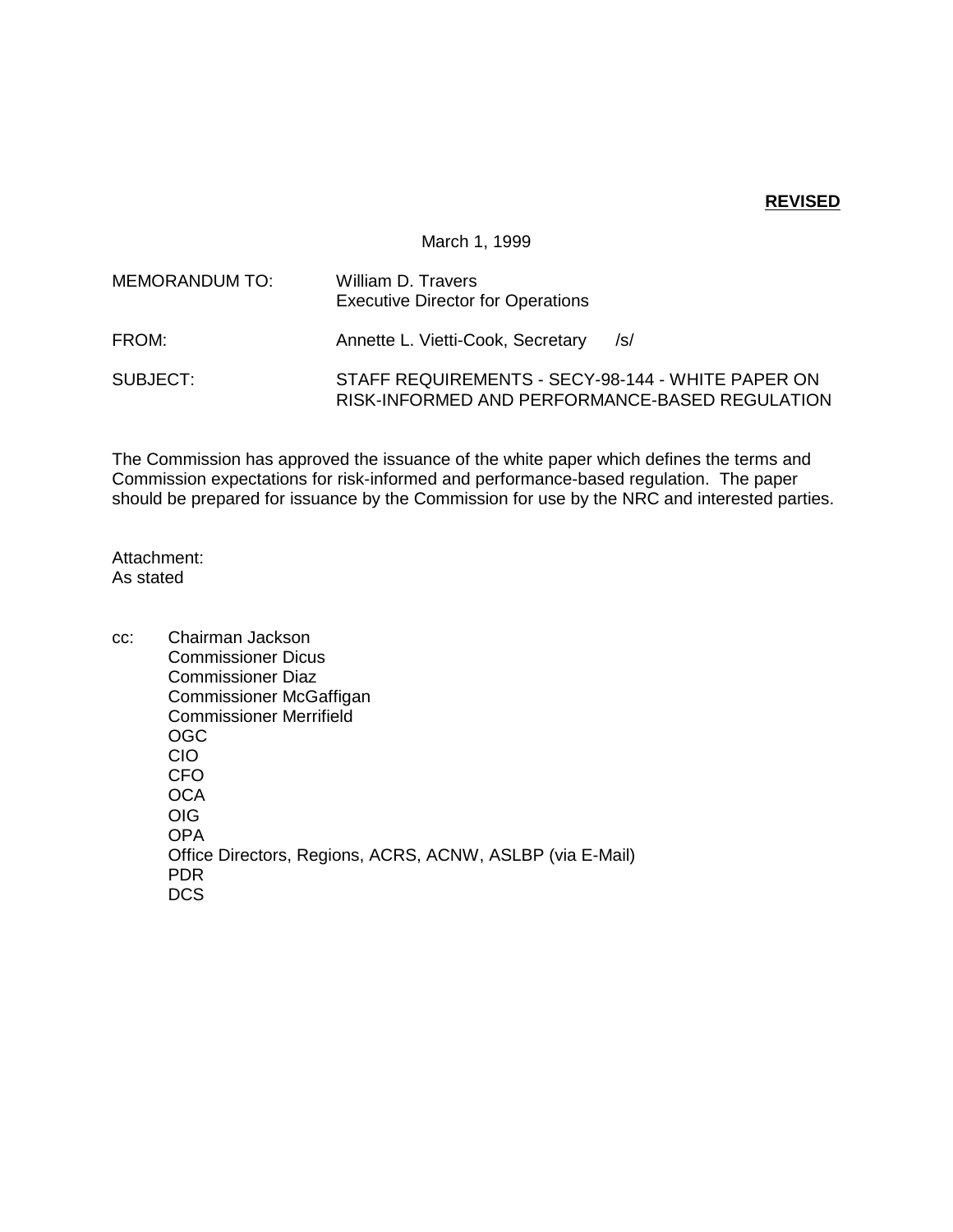**REVISED**

March 1, 1999

MEMORANDUM TO: William D. Travers
Executive Director for Operations

FROM: Annette L. Vietti-Cook, Secretary /s/

SUBJECT: STAFF REQUIREMENTS - SECY-98-144 - WHITE PAPER ON RISK-INFORMED AND PERFORMANCE-BASED REGULATION

The Commission has approved the issuance of the white paper which defines the terms and Commission expectations for risk-informed and performance-based regulation. The paper should be prepared for issuance by the Commission for use by the NRC and interested parties.

Attachment:
As stated

cc: Chairman Jackson
Commissioner Dicus
Commissioner Diaz
Commissioner McGaffigan
Commissioner Merrifield
OGC
CIO
CFO
OCA
OIG
OPA
Office Directors, Regions, ACRS, ACNW, ASLBP (via E-Mail)
PDR
DCS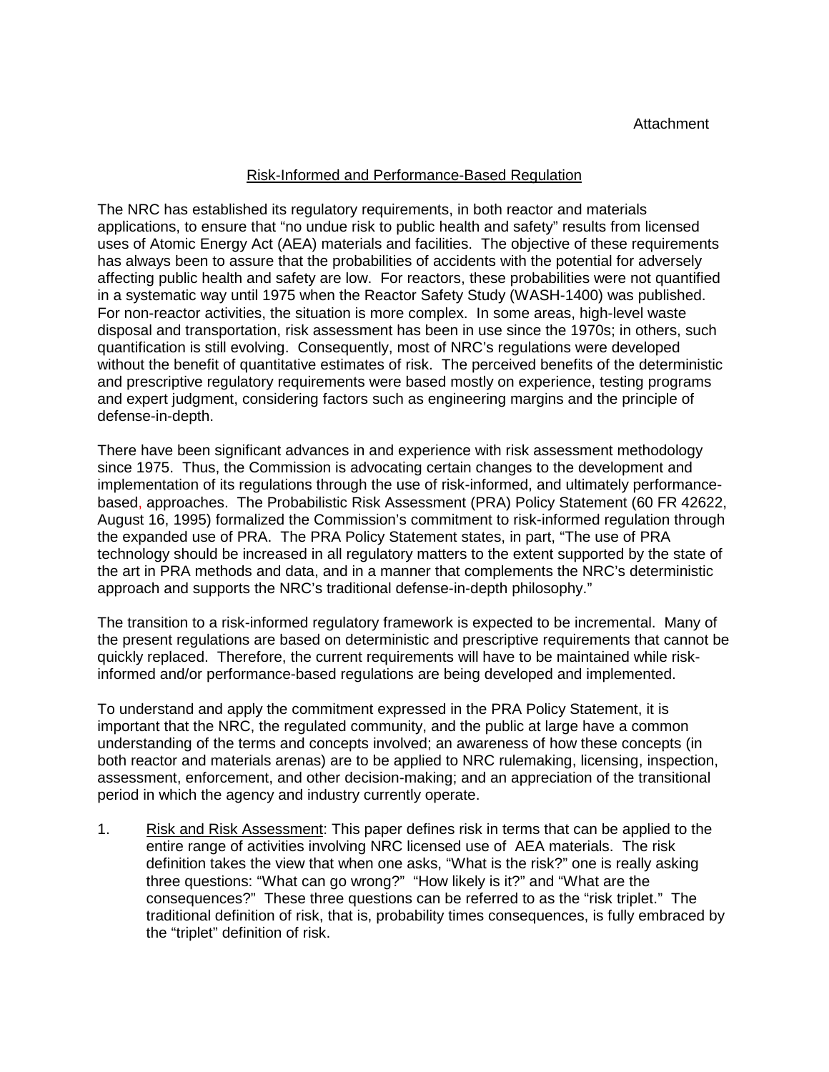Attachment

## Risk-Informed and Performance-Based Regulation

The NRC has established its regulatory requirements, in both reactor and materials applications, to ensure that "no undue risk to public health and safety" results from licensed uses of Atomic Energy Act (AEA) materials and facilities. The objective of these requirements has always been to assure that the probabilities of accidents with the potential for adversely affecting public health and safety are low. For reactors, these probabilities were not quantified in a systematic way until 1975 when the Reactor Safety Study (WASH-1400) was published. For non-reactor activities, the situation is more complex. In some areas, high-level waste disposal and transportation, risk assessment has been in use since the 1970s; in others, such quantification is still evolving. Consequently, most of NRC's regulations were developed without the benefit of quantitative estimates of risk. The perceived benefits of the deterministic and prescriptive regulatory requirements were based mostly on experience, testing programs and expert judgment, considering factors such as engineering margins and the principle of defense-in-depth.

There have been significant advances in and experience with risk assessment methodology since 1975. Thus, the Commission is advocating certain changes to the development and implementation of its regulations through the use of risk-informed, and ultimately performance-based, approaches. The Probabilistic Risk Assessment (PRA) Policy Statement (60 FR 42622, August 16, 1995) formalized the Commission's commitment to risk-informed regulation through the expanded use of PRA. The PRA Policy Statement states, in part, "The use of PRA technology should be increased in all regulatory matters to the extent supported by the state of the art in PRA methods and data, and in a manner that complements the NRC's deterministic approach and supports the NRC's traditional defense-in-depth philosophy."

The transition to a risk-informed regulatory framework is expected to be incremental. Many of the present regulations are based on deterministic and prescriptive requirements that cannot be quickly replaced. Therefore, the current requirements will have to be maintained while risk-informed and/or performance-based regulations are being developed and implemented.

To understand and apply the commitment expressed in the PRA Policy Statement, it is important that the NRC, the regulated community; and the public at large have a common understanding of the terms and concepts involved; an awareness of how these concepts (in both reactor and materials arenas) are to be applied to NRC rulemaking, licensing, inspection, assessment, enforcement, and other decision-making; and an appreciation of the transitional period in which the agency and industry currently operate.

1. Risk and Risk Assessment: This paper defines risk in terms that can be applied to the entire range of activities involving NRC licensed use of AEA materials. The risk definition takes the view that when one asks, "What is the risk?" one is really asking three questions: "What can go wrong?" "How likely is it?" and "What are the consequences?" These three questions can be referred to as the "risk triplet." The traditional definition of risk, that is, probability times consequences, is fully embraced by the "triplet" definition of risk.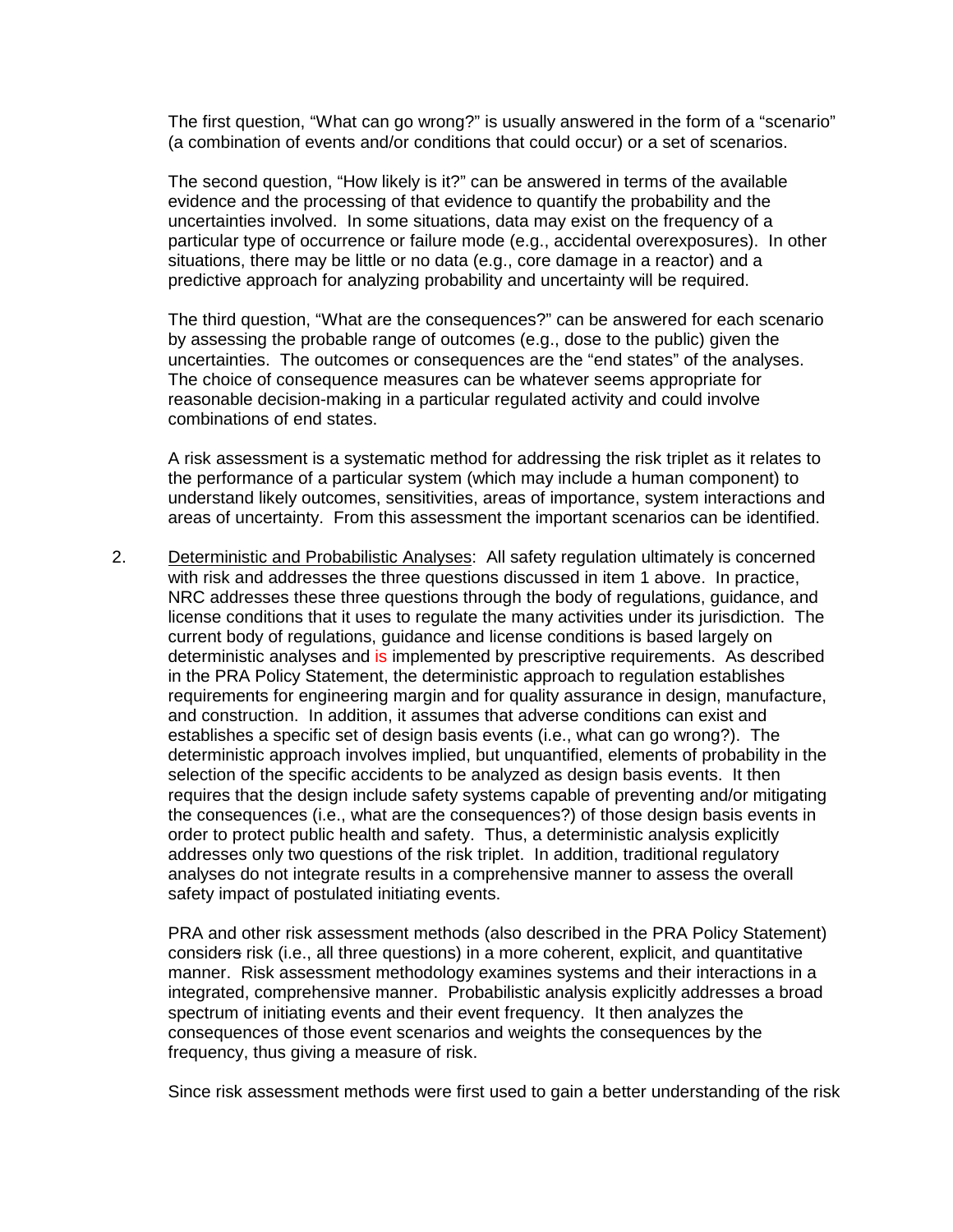The first question, "What can go wrong?" is usually answered in the form of a "scenario" (a combination of events and/or conditions that could occur) or a set of scenarios.

The second question, "How likely is it?" can be answered in terms of the available evidence and the processing of that evidence to quantify the probability and the uncertainties involved. In some situations, data may exist on the frequency of a particular type of occurrence or failure mode (e.g., accidental overexposures). In other situations, there may be little or no data (e.g., core damage in a reactor) and a predictive approach for analyzing probability and uncertainty will be required.

The third question, "What are the consequences?" can be answered for each scenario by assessing the probable range of outcomes (e.g., dose to the public) given the uncertainties. The outcomes or consequences are the "end states" of the analyses. The choice of consequence measures can be whatever seems appropriate for reasonable decision-making in a particular regulated activity and could involve combinations of end states.

A risk assessment is a systematic method for addressing the risk triplet as it relates to the performance of a particular system (which may include a human component) to understand likely outcomes, sensitivities, areas of importance, system interactions and areas of uncertainty. From this assessment the important scenarios can be identified.

2. Deterministic and Probabilistic Analyses: All safety regulation ultimately is concerned with risk and addresses the three questions discussed in item 1 above. In practice, NRC addresses these three questions through the body of regulations, guidance, and license conditions that it uses to regulate the many activities under its jurisdiction. The current body of regulations, guidance and license conditions is based largely on deterministic analyses and is implemented by prescriptive requirements. As described in the PRA Policy Statement, the deterministic approach to regulation establishes requirements for engineering margin and for quality assurance in design, manufacture, and construction. In addition, it assumes that adverse conditions can exist and establishes a specific set of design basis events (i.e., what can go wrong?). The deterministic approach involves implied, but unquantified, elements of probability in the selection of the specific accidents to be analyzed as design basis events. It then requires that the design include safety systems capable of preventing and/or mitigating the consequences (i.e., what are the consequences?) of those design basis events in order to protect public health and safety. Thus, a deterministic analysis explicitly addresses only two questions of the risk triplet. In addition, traditional regulatory analyses do not integrate results in a comprehensive manner to assess the overall safety impact of postulated initiating events.

   PRA and other risk assessment methods (also described in the PRA Policy Statement) considers risk (i.e., all three questions) in a more coherent, explicit, and quantitative manner. Risk assessment methodology examines systems and their interactions in a integrated, comprehensive manner. Probabilistic analysis explicitly addresses a broad spectrum of initiating events and their event frequency. It then analyzes the consequences of those event scenarios and weights the consequences by the frequency, thus giving a measure of risk.

   Since risk assessment methods were first used to gain a better understanding of the risk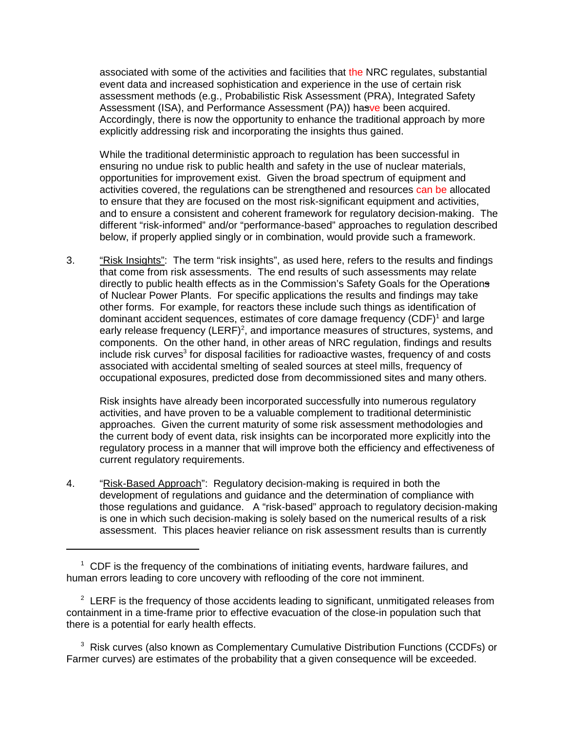associated with some of the activities and facilities that the NRC regulates, substantial event data and increased sophistication and experience in the use of certain risk assessment methods (e.g., Probabilistic Risk Assessment (PRA), Integrated Safety Assessment (ISA), and Performance Assessment (PA)) have been acquired. Accordingly, there is now the opportunity to enhance the traditional approach by more explicitly addressing risk and incorporating the insights thus gained.

While the traditional deterministic approach to regulation has been successful in ensuring no undue risk to public health and safety in the use of nuclear materials, opportunities for improvement exist. Given the broad spectrum of equipment and activities covered, the regulations can be strengthened and resources can be allocated to ensure that they are focused on the most risk-significant equipment and activities, and to ensure a consistent and coherent framework for regulatory decision-making. The different "risk-informed" and/or "performance-based" approaches to regulation described below, if properly applied singly or in combination, would provide such a framework.

3. "Risk Insights": The term "risk insights", as used here, refers to the results and findings that come from risk assessments. The end results of such assessments may relate directly to public health effects as in the Commission's Safety Goals for the Operation of Nuclear Power Plants. For specific applications the results and findings may take other forms. For example, for reactors these include such things as identification of dominant accident sequences, estimates of core damage frequency (CDF)[1] and large early release frequency (LERF)[2], and importance measures of structures, systems, and components. On the other hand, in other areas of NRC regulation, findings and results include risk curves[3] for disposal facilities for radioactive wastes, frequency of and costs associated with accidental smelting of sealed sources at steel mills, frequency of occupational exposures, predicted dose from decommissioned sites and many others.

   Risk insights have already been incorporated successfully into numerous regulatory activities, and have proven to be a valuable complement to traditional deterministic approaches. Given the current maturity of some risk assessment methodologies and the current body of event data, risk insights can be incorporated more explicitly into the regulatory process in a manner that will improve both the efficiency and effectiveness of current regulatory requirements.

4. "Risk-Based Approach": Regulatory decision-making is required in both the development of regulations and guidance and the determination of compliance with those regulations and guidance. A "risk-based" approach to regulatory decision-making is one in which such decision-making is solely based on the numerical results of a risk assessment. This places heavier reliance on risk assessment results than is currently

---

[1] CDF is the frequency of the combinations of initiating events, hardware failures, and human errors leading to core uncovery with reflooding of the core not imminent.

[2] LERF is the frequency of those accidents leading to significant, unmitigated releases from containment in a time-frame prior to effective evacuation of the close-in population such that there is a potential for early health effects.

[3] Risk curves (also known as Complementary Cumulative Distribution Functions (CCDFs) or Farmer curves) are estimates of the probability that a given consequence will be exceeded.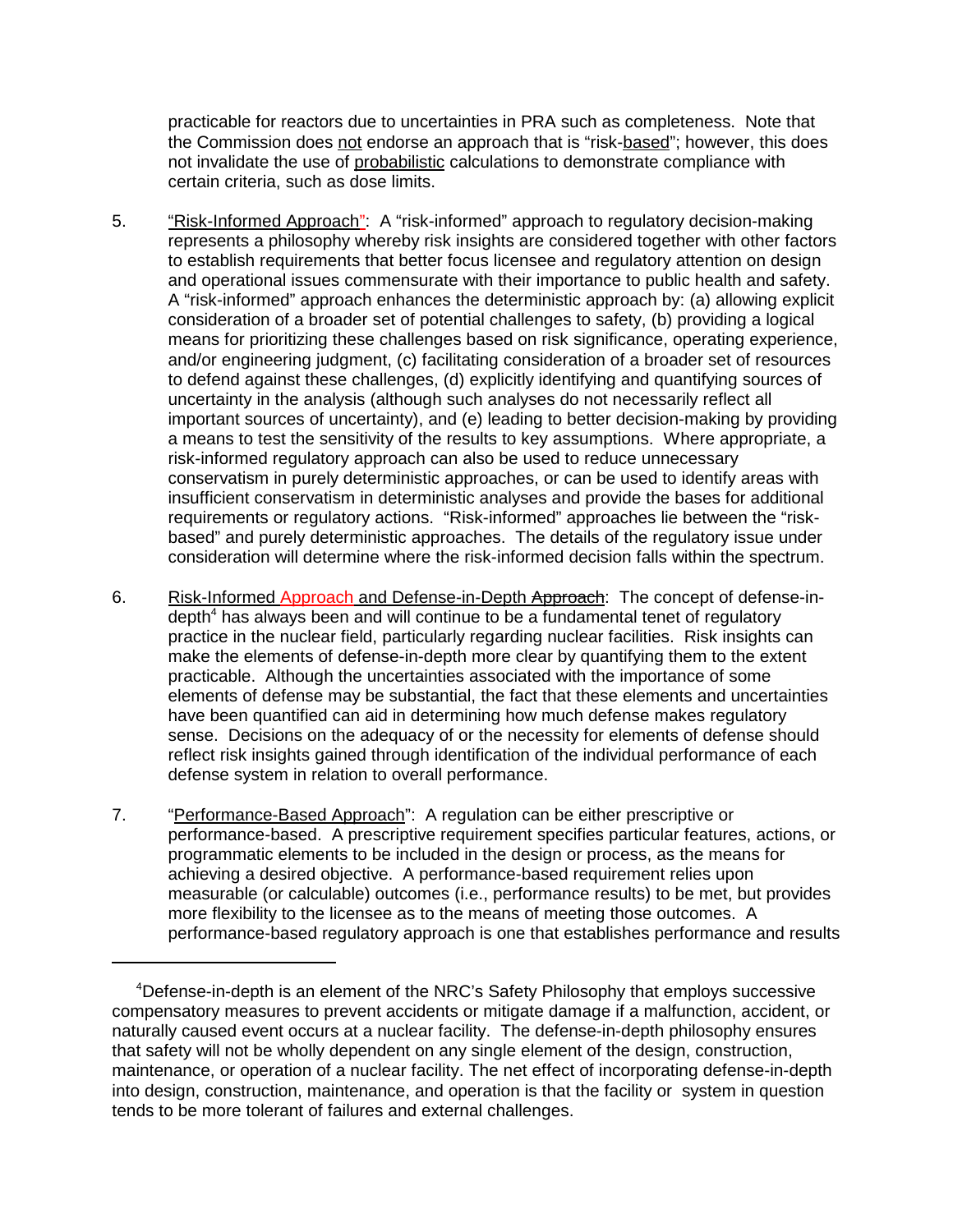practicable for reactors due to uncertainties in PRA such as completeness. Note that the Commission does not endorse an approach that is "risk-based"; however, this does not invalidate the use of probabilistic calculations to demonstrate compliance with certain criteria, such as dose limits.

5. "Risk-Informed Approach": A "risk-informed" approach to regulatory decision-making represents a philosophy whereby risk insights are considered together with other factors to establish requirements that better focus licensee and regulatory attention on design and operational issues commensurate with their importance to public health and safety. A "risk-informed" approach enhances the deterministic approach by: (a) allowing explicit consideration of a broader set of potential challenges to safety, (b) providing a logical means for prioritizing these challenges based on risk significance, operating experience, and/or engineering judgment, (c) facilitating consideration of a broader set of resources to defend against these challenges, (d) explicitly identifying and quantifying sources of uncertainty in the analysis (although such analyses do not necessarily reflect all important sources of uncertainty), and (e) leading to better decision-making by providing a means to test the sensitivity of the results to key assumptions. Where appropriate, a risk-informed regulatory approach can also be used to reduce unnecessary conservatism in purely deterministic approaches, or can be used to identify areas with insufficient conservatism in deterministic analyses and provide the bases for additional requirements or regulatory actions. "Risk-informed" approaches lie between the "risk-based" and purely deterministic approaches. The details of the regulatory issue under consideration will determine where the risk-informed decision falls within the spectrum.

6. Risk-Informed Approach and Defense-in-Depth ~~Approach~~: The concept of defense-in-depth[4] has always been and will continue to be a fundamental tenet of regulatory practice in the nuclear field, particularly regarding nuclear facilities. Risk insights can make the elements of defense-in-depth more clear by quantifying them to the extent practicable. Although the uncertainties associated with the importance of some elements of defense may be substantial, the fact that these elements and uncertainties have been quantified can aid in determining how much defense makes regulatory sense. Decisions on the adequacy of or the necessity for elements of defense should reflect risk insights gained through identification of the individual performance of each defense system in relation to overall performance.

7. "Performance-Based Approach": A regulation can be either prescriptive or performance-based. A prescriptive requirement specifies particular features, actions, or programmatic elements to be included in the design or process, as the means for achieving a desired objective. A performance-based requirement relies upon measurable (or calculable) outcomes (i.e., performance results) to be met, but provides more flexibility to the licensee as to the means of meeting those outcomes. A performance-based regulatory approach is one that establishes performance and results

---

[4]Defense-in-depth is an element of the NRC's Safety Philosophy that employs successive compensatory measures to prevent accidents or mitigate damage if a malfunction, accident, or naturally caused event occurs at a nuclear facility. The defense-in-depth philosophy ensures that safety will not be wholly dependent on any single element of the design, construction, maintenance, or operation of a nuclear facility. The net effect of incorporating defense-in-depth into design, construction, maintenance, and operation is that the facility or system in question tends to be more tolerant of failures and external challenges.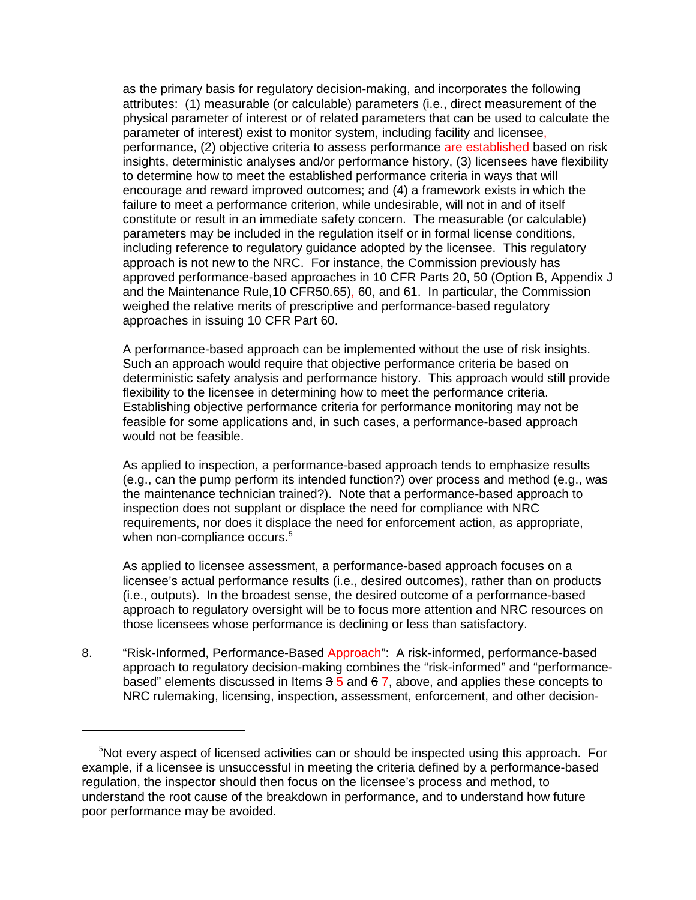as the primary basis for regulatory decision-making, and incorporates the following attributes: (1) measurable (or calculable) parameters (i.e., direct measurement of the physical parameter of interest or of related parameters that can be used to calculate the parameter of interest) exist to monitor system, including facility and licensee, performance, (2) objective criteria to assess performance are established based on risk insights, deterministic analyses and/or performance history, (3) licensees have flexibility to determine how to meet the established performance criteria in ways that will encourage and reward improved outcomes; and (4) a framework exists in which the failure to meet a performance criterion, while undesirable, will not in and of itself constitute or result in an immediate safety concern. The measurable (or calculable) parameters may be included in the regulation itself or in formal license conditions, including reference to regulatory guidance adopted by the licensee. This regulatory approach is not new to the NRC. For instance, the Commission previously has approved performance-based approaches in 10 CFR Parts 20, 50 (Option B, Appendix J and the Maintenance Rule,10 CFR50.65), 60, and 61. In particular, the Commission weighed the relative merits of prescriptive and performance-based regulatory approaches in issuing 10 CFR Part 60.

A performance-based approach can be implemented without the use of risk insights. Such an approach would require that objective performance criteria be based on deterministic safety analysis and performance history. This approach would still provide flexibility to the licensee in determining how to meet the performance criteria. Establishing objective performance criteria for performance monitoring may not be feasible for some applications and, in such cases, a performance-based approach would not be feasible.

As applied to inspection, a performance-based approach tends to emphasize results (e.g., can the pump perform its intended function?) over process and method (e.g., was the maintenance technician trained?). Note that a performance-based approach to inspection does not supplant or displace the need for compliance with NRC requirements, nor does it displace the need for enforcement action, as appropriate, when non-compliance occurs.[5]

As applied to licensee assessment, a performance-based approach focuses on a licensee's actual performance results (i.e., desired outcomes), rather than on products (i.e., outputs). In the broadest sense, the desired outcome of a performance-based approach to regulatory oversight will be to focus more attention and NRC resources on those licensees whose performance is declining or less than satisfactory.

8. "<u>Risk-Informed, Performance-Based Approach</u>": A risk-informed, performance-based approach to regulatory decision-making combines the "risk-informed" and "performance-based" elements discussed in Items ~~3~~ 5 and ~~6~~ 7, above, and applies these concepts to NRC rulemaking, licensing, inspection, assessment, enforcement, and other decision-

---

[5] Not every aspect of licensed activities can or should be inspected using this approach. For example, if a licensee is unsuccessful in meeting the criteria defined by a performance-based regulation, the inspector should then focus on the licensee's process and method, to understand the root cause of the breakdown in performance, and to understand how future poor performance may be avoided.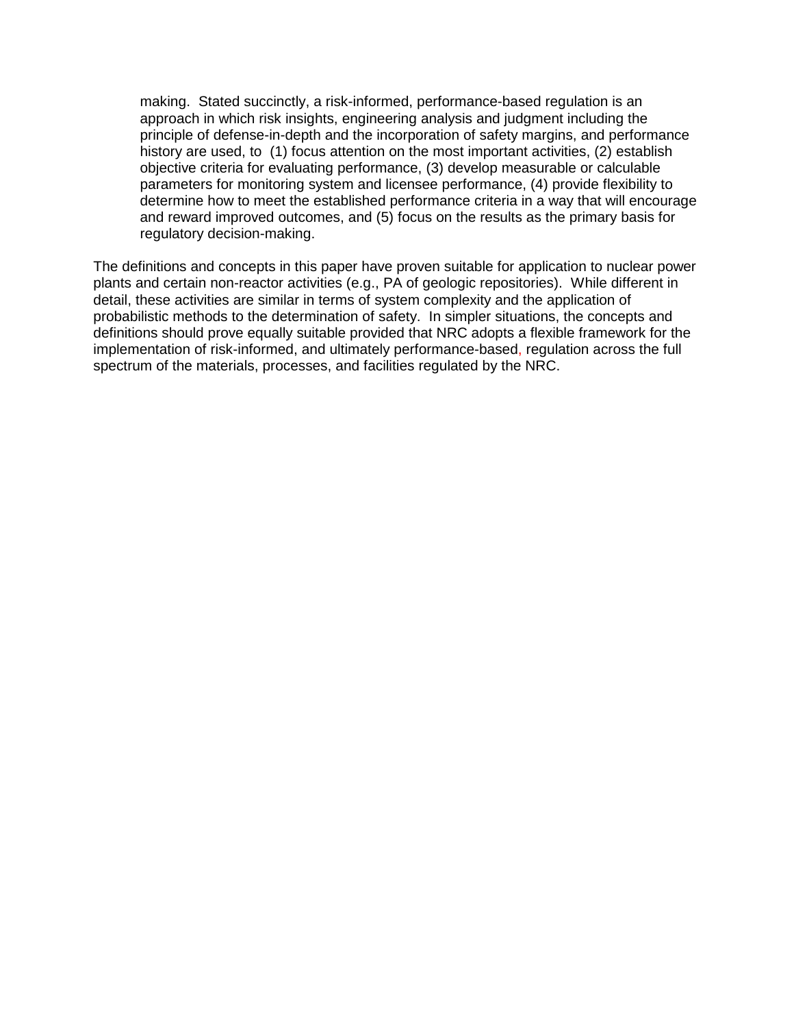making. Stated succinctly, a risk-informed, performance-based regulation is an approach in which risk insights, engineering analysis and judgment including the principle of defense-in-depth and the incorporation of safety margins, and performance history are used, to (1) focus attention on the most important activities, (2) establish objective criteria for evaluating performance, (3) develop measurable or calculable parameters for monitoring system and licensee performance, (4) provide flexibility to determine how to meet the established performance criteria in a way that will encourage and reward improved outcomes, and (5) focus on the results as the primary basis for regulatory decision-making.

The definitions and concepts in this paper have proven suitable for application to nuclear power plants and certain non-reactor activities (e.g., PA of geologic repositories). While different in detail, these activities are similar in terms of system complexity and the application of probabilistic methods to the determination of safety. In simpler situations, the concepts and definitions should prove equally suitable provided that NRC adopts a flexible framework for the implementation of risk-informed, and ultimately performance-based, regulation across the full spectrum of the materials, processes, and facilities regulated by the NRC.